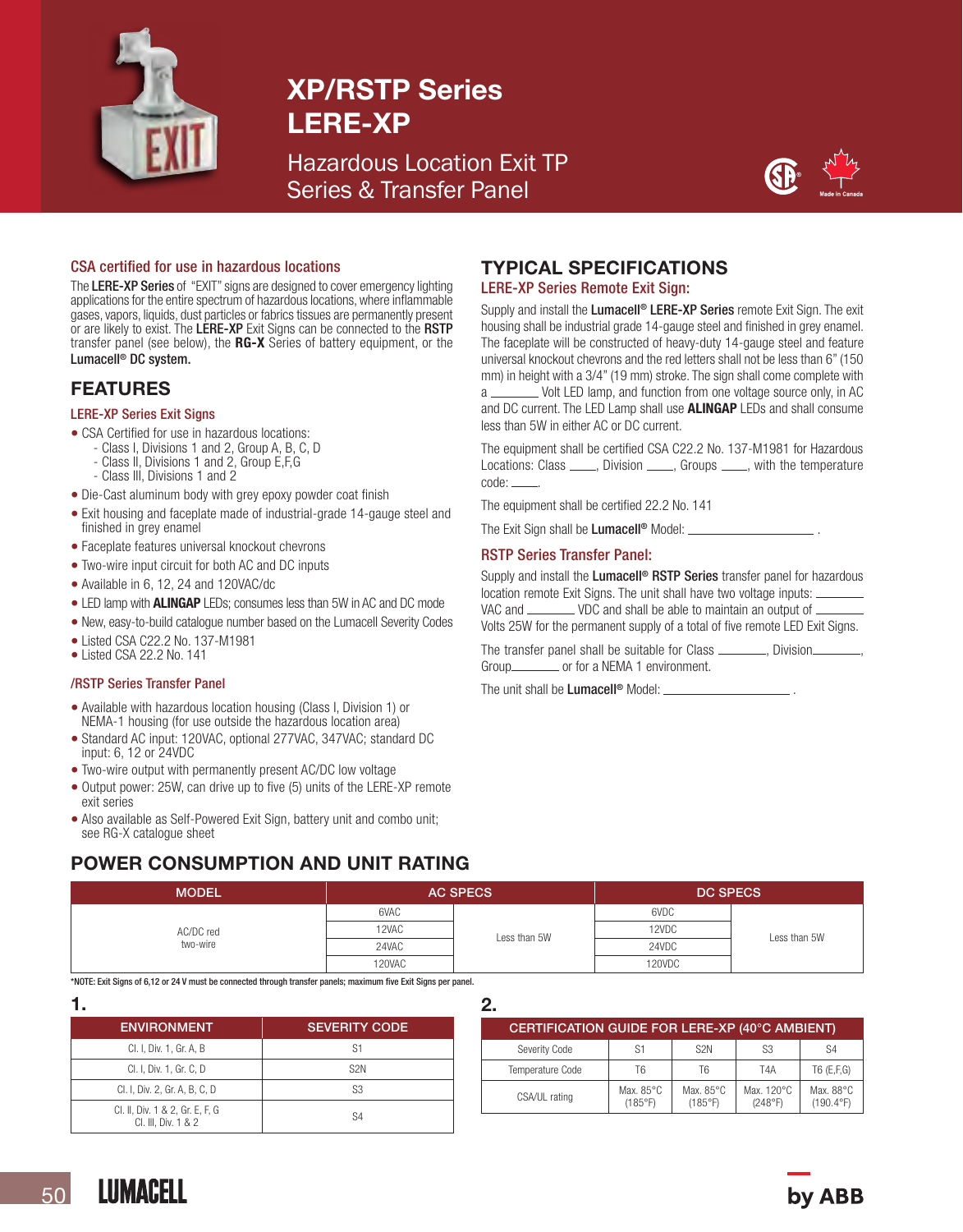# XP/RSTP Series
# LERE-XP

Hazardous Location Exit TP Series & Transfer Panel

Made in Canada

### CSA certified for use in hazardous locations

The **LERE-XP Series** of "EXIT" signs are designed to cover emergency lighting applications for the entire spectrum of hazardous locations, where inflammable gases, vapors, liquids, dust particles or fabrics tissues are permanently present or are likely to exist. The **LERE-XP** Exit Signs can be connected to the **RSTP** transfer panel (see below), the **RG-X** Series of battery equipment, or the **Lumacell® DC system.**

## FEATURES

### LERE-XP Series Exit Signs

- CSA Certified for use in hazardous locations:
  - Class I, Divisions 1 and 2, Group A, B, C, D
  - Class II, Divisions 1 and 2, Group E,F,G
  - Class III, Divisions 1 and 2
- Die-Cast aluminum body with grey epoxy powder coat finish
- Exit housing and faceplate made of industrial-grade 14-gauge steel and finished in grey enamel
- Faceplate features universal knockout chevrons
- Two-wire input circuit for both AC and DC inputs
- Available in 6, 12, 24 and 120VAC/dc
- LED lamp with **ALINGAP** LEDs; consumes less than 5W in AC and DC mode
- New, easy-to-build catalogue number based on the Lumacell Severity Codes
- Listed CSA C22.2 No. 137-M1981
- Listed CSA 22.2 No. 141

### /RSTP Series Transfer Panel

- Available with hazardous location housing (Class I, Division 1) or NEMA-1 housing (for use outside the hazardous location area)
- Standard AC input: 120VAC, optional 277VAC, 347VAC; standard DC input: 6, 12 or 24VDC
- Two-wire output with permanently present AC/DC low voltage
- Output power: 25W, can drive up to five (5) units of the LERE-XP remote exit series
- Also available as Self-Powered Exit Sign, battery unit and combo unit; see RG-X catalogue sheet

## TYPICAL SPECIFICATIONS

### LERE-XP Series Remote Exit Sign:

Supply and install the **Lumacell® LERE-XP Series** remote Exit Sign. The exit housing shall be industrial grade 14-gauge steel and finished in grey enamel. The faceplate will be constructed of heavy-duty 14-gauge steel and feature universal knockout chevrons and the red letters shall not be less than 6" (150 mm) in height with a 3/4" (19 mm) stroke. The sign shall come complete with a ________ Volt LED lamp, and function from one voltage source only, in AC and DC current. The LED Lamp shall use **ALINGAP** LEDs and shall consume less than 5W in either AC or DC current.

The equipment shall be certified CSA C22.2 No. 137-M1981 for Hazardous Locations: Class ____, Division ____, Groups ____, with the temperature code: ____.

The equipment shall be certified 22.2 No. 141

The Exit Sign shall be **Lumacell®** Model: ____________________ .

### RSTP Series Transfer Panel:

Supply and install the **Lumacell® RSTP Series** transfer panel for hazardous location remote Exit Signs. The unit shall have two voltage inputs: ________ VAC and ________ VDC and shall be able to maintain an output of ________ Volts 25W for the permanent supply of a total of five remote LED Exit Signs.

The transfer panel shall be suitable for Class ________, Division________, Group________ or for a NEMA 1 environment.

The unit shall be **Lumacell®** Model: ____________________ .

## POWER CONSUMPTION AND UNIT RATING

| MODEL | AC SPECS | | DC SPECS | |
|---|---|---|---|---|
| AC/DC red two-wire | 6VAC | Less than 5W | 6VDC | Less than 5W |
| | 12VAC | | 12VDC | |
| | 24VAC | | 24VDC | |
| | 120VAC | | 120VDC | |

*NOTE: Exit Signs of 6,12 or 24 V must be connected through transfer panels; maximum five Exit Signs per panel.

**1.**

| ENVIRONMENT | SEVERITY CODE |
|---|---|
| Cl. I, Div. 1, Gr. A, B | S1 |
| Cl. I, Div. 1, Gr. C, D | S2N |
| Cl. I, Div. 2, Gr. A, B, C, D | S3 |
| Cl. II, Div. 1 & 2, Gr. E, F, G<br>Cl. III, Div. 1 & 2 | S4 |

**2.**

| CERTIFICATION GUIDE FOR LERE-XP (40°C AMBIENT) | | | | |
|---|---|---|---|---|
| Severity Code | S1 | S2N | S3 | S4 |
| Temperature Code | T6 | T6 | T4A | T6 (E,F,G) |
| CSA/UL rating | Max. 85°C (185°F) | Max. 85°C (185°F) | Max. 120°C (248°F) | Max. 88°C (190.4°F) |

LUMACELL by ABB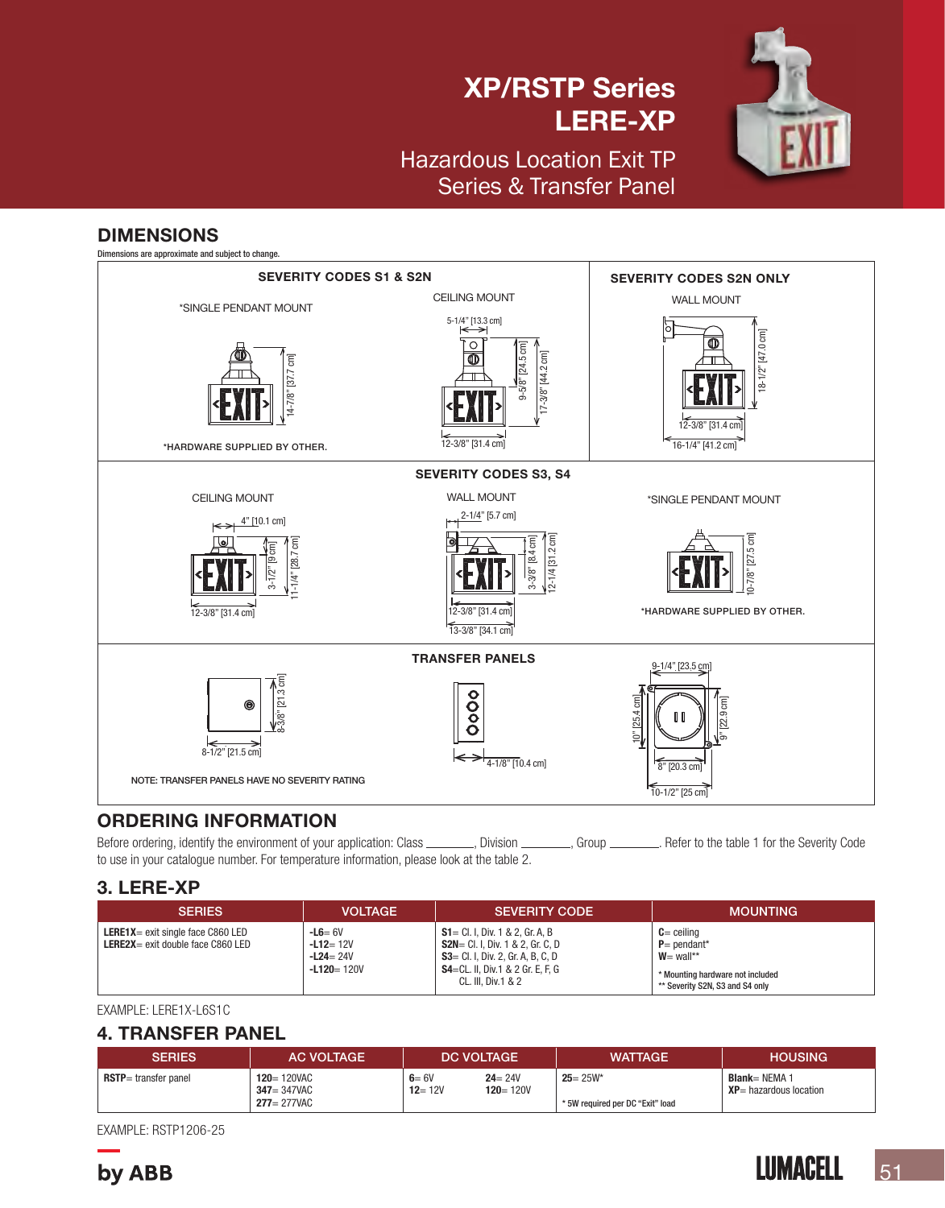# XP/RSTP Series
# LERE-XP

Hazardous Location Exit TP Series & Transfer Panel

## DIMENSIONS

Dimensions are approximate and subject to change.

### SEVERITY CODES S1 & S2N

*SINGLE PENDANT MOUNT

14-7/8" [37.7 cm]

*HARDWARE SUPPLIED BY OTHER.

CEILING MOUNT

5-1/4" [13.3 cm]

9-5/8" [24.5 cm]

17-3/8" [44.2 cm]

12-3/8" [31.4 cm]

### SEVERITY CODES S2N ONLY

WALL MOUNT

18-1/2" [47.0 cm]

12-3/8" [31.4 cm]

16-1/4" [41.2 cm]

### SEVERITY CODES S3, S4

CEILING MOUNT

4" [10.1 cm]

3-1/2" [9 cm]

11-1/4" [28.7 cm]

12-3/8" [31.4 cm]

WALL MOUNT

2-1/4" [5.7 cm]

3-3/8" [8.4 cm]

12-1/4 [31.2 cm]

12-3/8" [31.4 cm]

13-3/8" [34.1 cm]

*SINGLE PENDANT MOUNT

10-7/8" [27.5 cm]

*HARDWARE SUPPLIED BY OTHER.

### TRANSFER PANELS

8-3/8" [21.3 cm]

8-1/2" [21.5 cm]

4-1/8" [10.4 cm]

9-1/4" [23.5 cm]

10" [25.4 cm]

9" [22.9 cm]

8" [20.3 cm]

10-1/2" [25 cm]

NOTE: TRANSFER PANELS HAVE NO SEVERITY RATING

## ORDERING INFORMATION

Before ordering, identify the environment of your application: Class ________, Division ________, Group ________. Refer to the table 1 for the Severity Code to use in your catalogue number. For temperature information, please look at the table 2.

### 3. LERE-XP

| SERIES | VOLTAGE | SEVERITY CODE | MOUNTING |
|---|---|---|---|
| **LERE1X**= exit single face C860 LED<br>**LERE2X**= exit double face C860 LED | **-L6**= 6V<br>**-L12**= 12V<br>**-L24**= 24V<br>**-L120**= 120V | **S1**= Cl. I, Div. 1 & 2, Gr. A, B<br>**S2N**= Cl. I, Div. 1 & 2, Gr. C, D<br>**S3**= Cl. I, Div. 2, Gr. A, B, C, D<br>**S4**=CL. II, Div.1 & 2 Gr. E, F, G CL. III, Div.1 & 2 | **C**= ceiling<br>**P**= pendant*<br>**W**= wall**<br>* Mounting hardware not included<br>** Severity S2N, S3 and S4 only |

EXAMPLE: LERE1X-L6S1C

### 4. TRANSFER PANEL

| SERIES | AC VOLTAGE | DC VOLTAGE | WATTAGE | HOUSING |
|---|---|---|---|---|
| **RSTP**= transfer panel | **120**= 120VAC<br>**347**= 347VAC<br>**277**= 277VAC | **6**= 6V<br>**12**= 12V<br>**24**= 24V<br>**120**= 120V | **25**= 25W*<br>* 5W required per DC "Exit" load | **Blank**= NEMA 1<br>**XP**= hazardous location |

EXAMPLE: RSTP1206-25

by ABB

LUMACELL